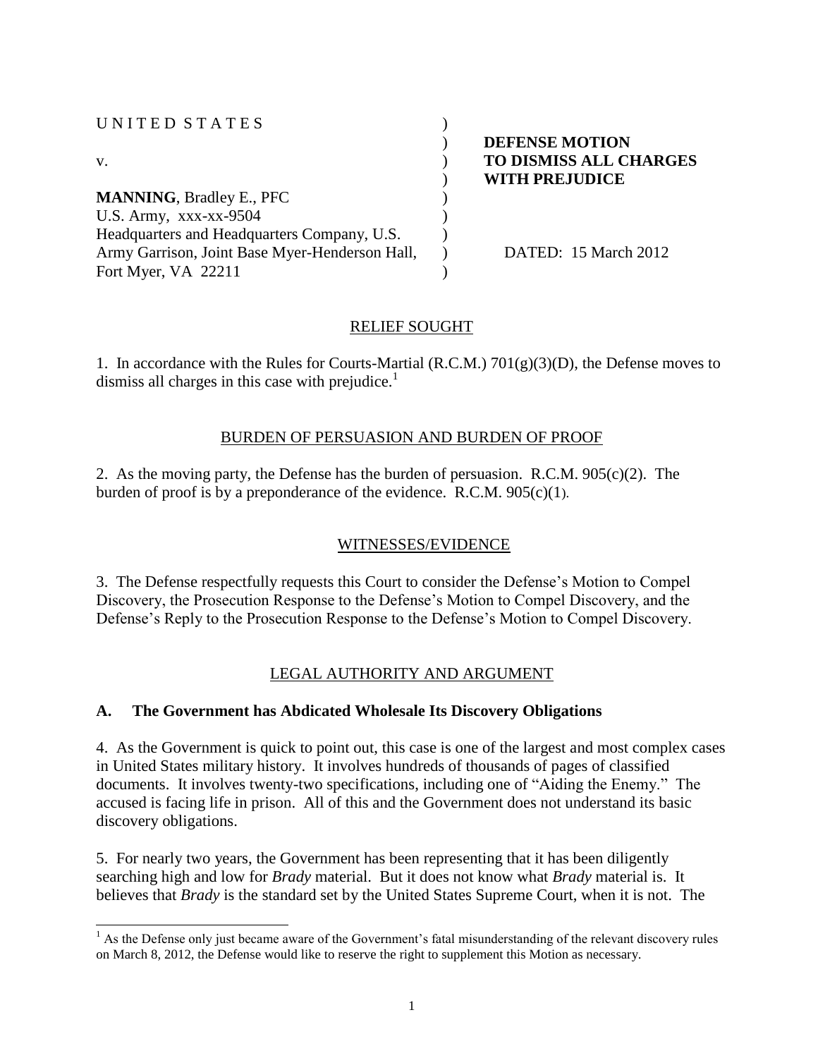U N I T E D S T A T E S )
) **DEFENSE MOTION**
v. ) **TO DISMISS ALL CHARGES**
) **WITH PREJUDICE**
**MANNING**, Bradley E., PFC )
U.S. Army, xxx-xx-9504 )
Headquarters and Headquarters Company, U.S. )
Army Garrison, Joint Base Myer-Henderson Hall, ) DATED: 15 March 2012
Fort Myer, VA 22211 )

## RELIEF SOUGHT

1. In accordance with the Rules for Courts-Martial (R.C.M.) 701(g)(3)(D), the Defense moves to dismiss all charges in this case with prejudice.[1]

## BURDEN OF PERSUASION AND BURDEN OF PROOF

2. As the moving party, the Defense has the burden of persuasion. R.C.M. 905(c)(2). The burden of proof is by a preponderance of the evidence. R.C.M. 905(c)(1).

## WITNESSES/EVIDENCE

3. The Defense respectfully requests this Court to consider the Defense's Motion to Compel Discovery, the Prosecution Response to the Defense's Motion to Compel Discovery, and the Defense's Reply to the Prosecution Response to the Defense's Motion to Compel Discovery.

## LEGAL AUTHORITY AND ARGUMENT

### A. The Government has Abdicated Wholesale Its Discovery Obligations

4. As the Government is quick to point out, this case is one of the largest and most complex cases in United States military history. It involves hundreds of thousands of pages of classified documents. It involves twenty-two specifications, including one of "Aiding the Enemy." The accused is facing life in prison. All of this and the Government does not understand its basic discovery obligations.

5. For nearly two years, the Government has been representing that it has been diligently searching high and low for *Brady* material. But it does not know what *Brady* material is. It believes that *Brady* is the standard set by the United States Supreme Court, when it is not. The

---

[1] As the Defense only just became aware of the Government's fatal misunderstanding of the relevant discovery rules on March 8, 2012, the Defense would like to reserve the right to supplement this Motion as necessary.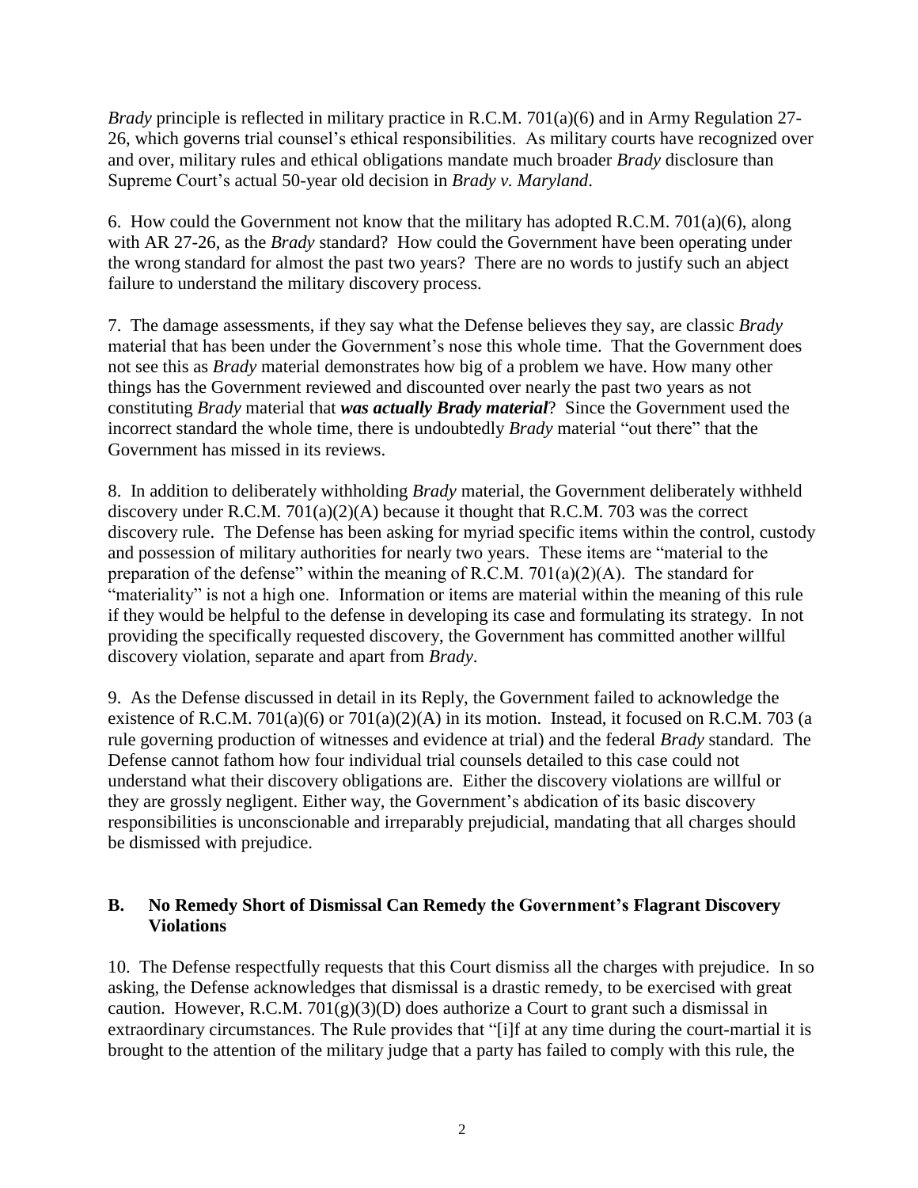*Brady* principle is reflected in military practice in R.C.M. 701(a)(6) and in Army Regulation 27-26, which governs trial counsel's ethical responsibilities. As military courts have recognized over and over, military rules and ethical obligations mandate much broader *Brady* disclosure than Supreme Court's actual 50-year old decision in *Brady v. Maryland*.

6. How could the Government not know that the military has adopted R.C.M. 701(a)(6), along with AR 27-26, as the *Brady* standard? How could the Government have been operating under the wrong standard for almost the past two years? There are no words to justify such an abject failure to understand the military discovery process.

7. The damage assessments, if they say what the Defense believes they say, are classic *Brady* material that has been under the Government's nose this whole time. That the Government does not see this as *Brady* material demonstrates how big of a problem we have. How many other things has the Government reviewed and discounted over nearly the past two years as not constituting *Brady* material that ***was actually Brady material***? Since the Government used the incorrect standard the whole time, there is undoubtedly *Brady* material "out there" that the Government has missed in its reviews.

8. In addition to deliberately withholding *Brady* material, the Government deliberately withheld discovery under R.C.M. 701(a)(2)(A) because it thought that R.C.M. 703 was the correct discovery rule. The Defense has been asking for myriad specific items within the control, custody and possession of military authorities for nearly two years. These items are "material to the preparation of the defense" within the meaning of R.C.M. 701(a)(2)(A). The standard for "materiality" is not a high one. Information or items are material within the meaning of this rule if they would be helpful to the defense in developing its case and formulating its strategy. In not providing the specifically requested discovery, the Government has committed another willful discovery violation, separate and apart from *Brady*.

9. As the Defense discussed in detail in its Reply, the Government failed to acknowledge the existence of R.C.M. 701(a)(6) or 701(a)(2)(A) in its motion. Instead, it focused on R.C.M. 703 (a rule governing production of witnesses and evidence at trial) and the federal *Brady* standard. The Defense cannot fathom how four individual trial counsels detailed to this case could not understand what their discovery obligations are. Either the discovery violations are willful or they are grossly negligent. Either way, the Government's abdication of its basic discovery responsibilities is unconscionable and irreparably prejudicial, mandating that all charges should be dismissed with prejudice.

## B. No Remedy Short of Dismissal Can Remedy the Government's Flagrant Discovery Violations

10. The Defense respectfully requests that this Court dismiss all the charges with prejudice. In so asking, the Defense acknowledges that dismissal is a drastic remedy, to be exercised with great caution. However, R.C.M. 701(g)(3)(D) does authorize a Court to grant such a dismissal in extraordinary circumstances. The Rule provides that "[i]f at any time during the court-martial it is brought to the attention of the military judge that a party has failed to comply with this rule, the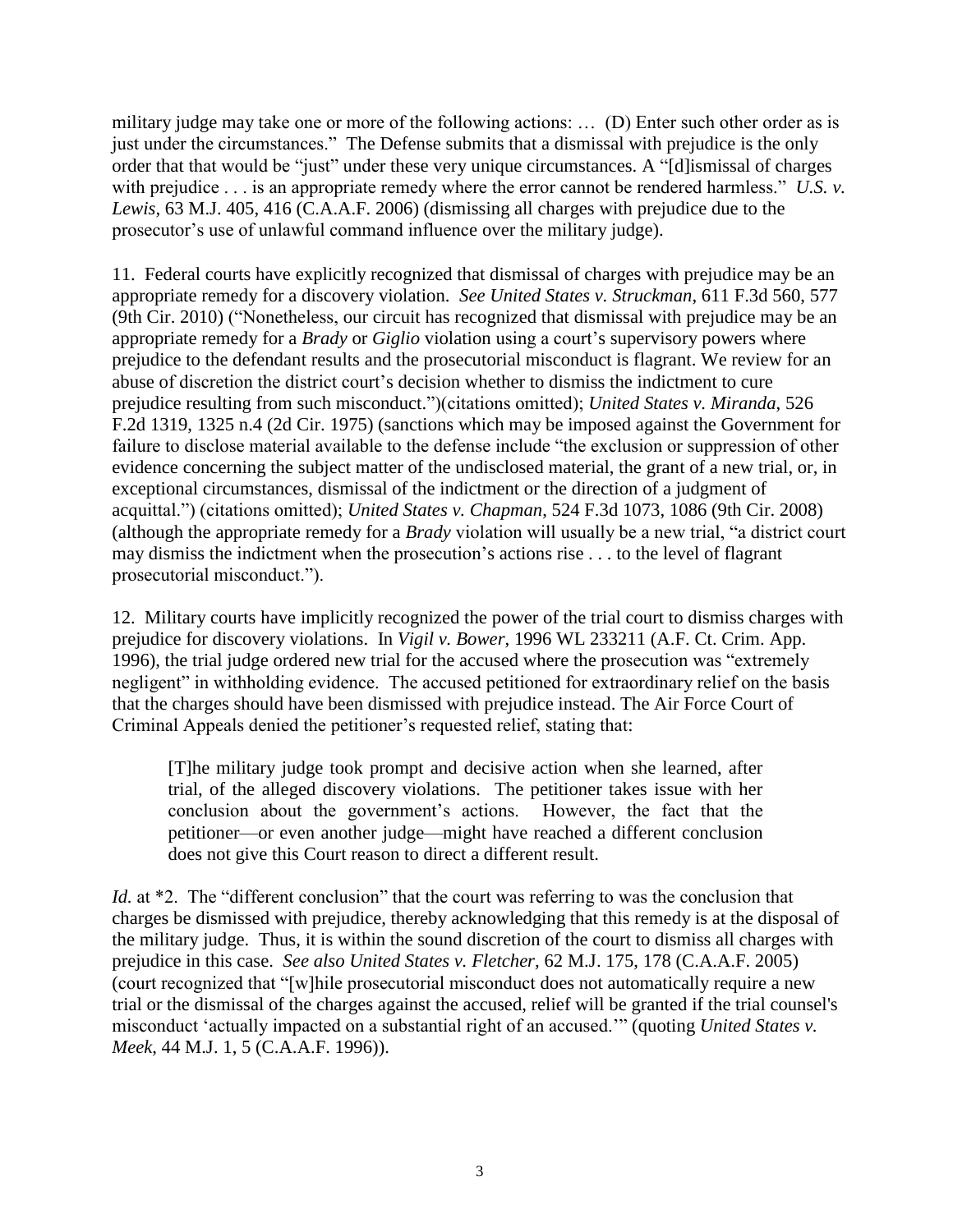military judge may take one or more of the following actions: … (D) Enter such other order as is just under the circumstances." The Defense submits that a dismissal with prejudice is the only order that that would be "just" under these very unique circumstances. A "[d]ismissal of charges with prejudice . . . is an appropriate remedy where the error cannot be rendered harmless." *U.S. v. Lewis*, 63 M.J. 405, 416 (C.A.A.F. 2006) (dismissing all charges with prejudice due to the prosecutor's use of unlawful command influence over the military judge).

11. Federal courts have explicitly recognized that dismissal of charges with prejudice may be an appropriate remedy for a discovery violation. *See United States v. Struckman*, 611 F.3d 560, 577 (9th Cir. 2010) ("Nonetheless, our circuit has recognized that dismissal with prejudice may be an appropriate remedy for a *Brady* or *Giglio* violation using a court's supervisory powers where prejudice to the defendant results and the prosecutorial misconduct is flagrant. We review for an abuse of discretion the district court's decision whether to dismiss the indictment to cure prejudice resulting from such misconduct.")(citations omitted); *United States v. Miranda*, 526 F.2d 1319, 1325 n.4 (2d Cir. 1975) (sanctions which may be imposed against the Government for failure to disclose material available to the defense include "the exclusion or suppression of other evidence concerning the subject matter of the undisclosed material, the grant of a new trial, or, in exceptional circumstances, dismissal of the indictment or the direction of a judgment of acquittal.") (citations omitted); *United States v. Chapman*, 524 F.3d 1073, 1086 (9th Cir. 2008) (although the appropriate remedy for a *Brady* violation will usually be a new trial, "a district court may dismiss the indictment when the prosecution's actions rise . . . to the level of flagrant prosecutorial misconduct.").

12. Military courts have implicitly recognized the power of the trial court to dismiss charges with prejudice for discovery violations. In *Vigil v. Bower*, 1996 WL 233211 (A.F. Ct. Crim. App. 1996), the trial judge ordered new trial for the accused where the prosecution was "extremely negligent" in withholding evidence. The accused petitioned for extraordinary relief on the basis that the charges should have been dismissed with prejudice instead. The Air Force Court of Criminal Appeals denied the petitioner's requested relief, stating that:

> [T]he military judge took prompt and decisive action when she learned, after trial, of the alleged discovery violations. The petitioner takes issue with her conclusion about the government's actions. However, the fact that the petitioner—or even another judge—might have reached a different conclusion does not give this Court reason to direct a different result.

*Id.* at *2. The "different conclusion" that the court was referring to was the conclusion that charges be dismissed with prejudice, thereby acknowledging that this remedy is at the disposal of the military judge. Thus, it is within the sound discretion of the court to dismiss all charges with prejudice in this case. *See also United States v. Fletcher*, 62 M.J. 175, 178 (C.A.A.F. 2005) (court recognized that "[w]hile prosecutorial misconduct does not automatically require a new trial or the dismissal of the charges against the accused, relief will be granted if the trial counsel's misconduct 'actually impacted on a substantial right of an accused.'" (quoting *United States v. Meek*, 44 M.J. 1, 5 (C.A.A.F. 1996)).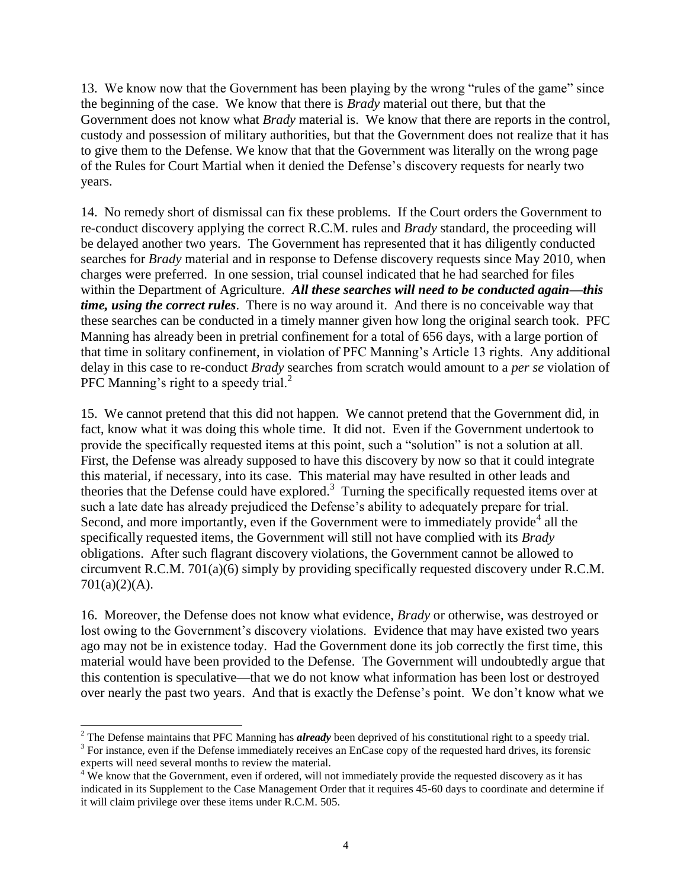13. We know now that the Government has been playing by the wrong "rules of the game" since the beginning of the case. We know that there is *Brady* material out there, but that the Government does not know what *Brady* material is. We know that there are reports in the control, custody and possession of military authorities, but that the Government does not realize that it has to give them to the Defense. We know that that the Government was literally on the wrong page of the Rules for Court Martial when it denied the Defense's discovery requests for nearly two years.

14. No remedy short of dismissal can fix these problems. If the Court orders the Government to re-conduct discovery applying the correct R.C.M. rules and *Brady* standard, the proceeding will be delayed another two years. The Government has represented that it has diligently conducted searches for *Brady* material and in response to Defense discovery requests since May 2010, when charges were preferred. In one session, trial counsel indicated that he had searched for files within the Department of Agriculture. ***All these searches will need to be conducted again—this time, using the correct rules***. There is no way around it. And there is no conceivable way that these searches can be conducted in a timely manner given how long the original search took. PFC Manning has already been in pretrial confinement for a total of 656 days, with a large portion of that time in solitary confinement, in violation of PFC Manning's Article 13 rights. Any additional delay in this case to re-conduct *Brady* searches from scratch would amount to a *per se* violation of PFC Manning's right to a speedy trial.[2]

15. We cannot pretend that this did not happen. We cannot pretend that the Government did, in fact, know what it was doing this whole time. It did not. Even if the Government undertook to provide the specifically requested items at this point, such a "solution" is not a solution at all. First, the Defense was already supposed to have this discovery by now so that it could integrate this material, if necessary, into its case. This material may have resulted in other leads and theories that the Defense could have explored.[3] Turning the specifically requested items over at such a late date has already prejudiced the Defense's ability to adequately prepare for trial. Second, and more importantly, even if the Government were to immediately provide[4] all the specifically requested items, the Government will still not have complied with its *Brady* obligations. After such flagrant discovery violations, the Government cannot be allowed to circumvent R.C.M. 701(a)(6) simply by providing specifically requested discovery under R.C.M. 701(a)(2)(A).

16. Moreover, the Defense does not know what evidence, *Brady* or otherwise, was destroyed or lost owing to the Government's discovery violations. Evidence that may have existed two years ago may not be in existence today. Had the Government done its job correctly the first time, this material would have been provided to the Defense. The Government will undoubtedly argue that this contention is speculative—that we do not know what information has been lost or destroyed over nearly the past two years. And that is exactly the Defense's point. We don't know what we

---

[2] The Defense maintains that PFC Manning has ***already*** been deprived of his constitutional right to a speedy trial.

[3] For instance, even if the Defense immediately receives an EnCase copy of the requested hard drives, its forensic experts will need several months to review the material.

[4] We know that the Government, even if ordered, will not immediately provide the requested discovery as it has indicated in its Supplement to the Case Management Order that it requires 45-60 days to coordinate and determine if it will claim privilege over these items under R.C.M. 505.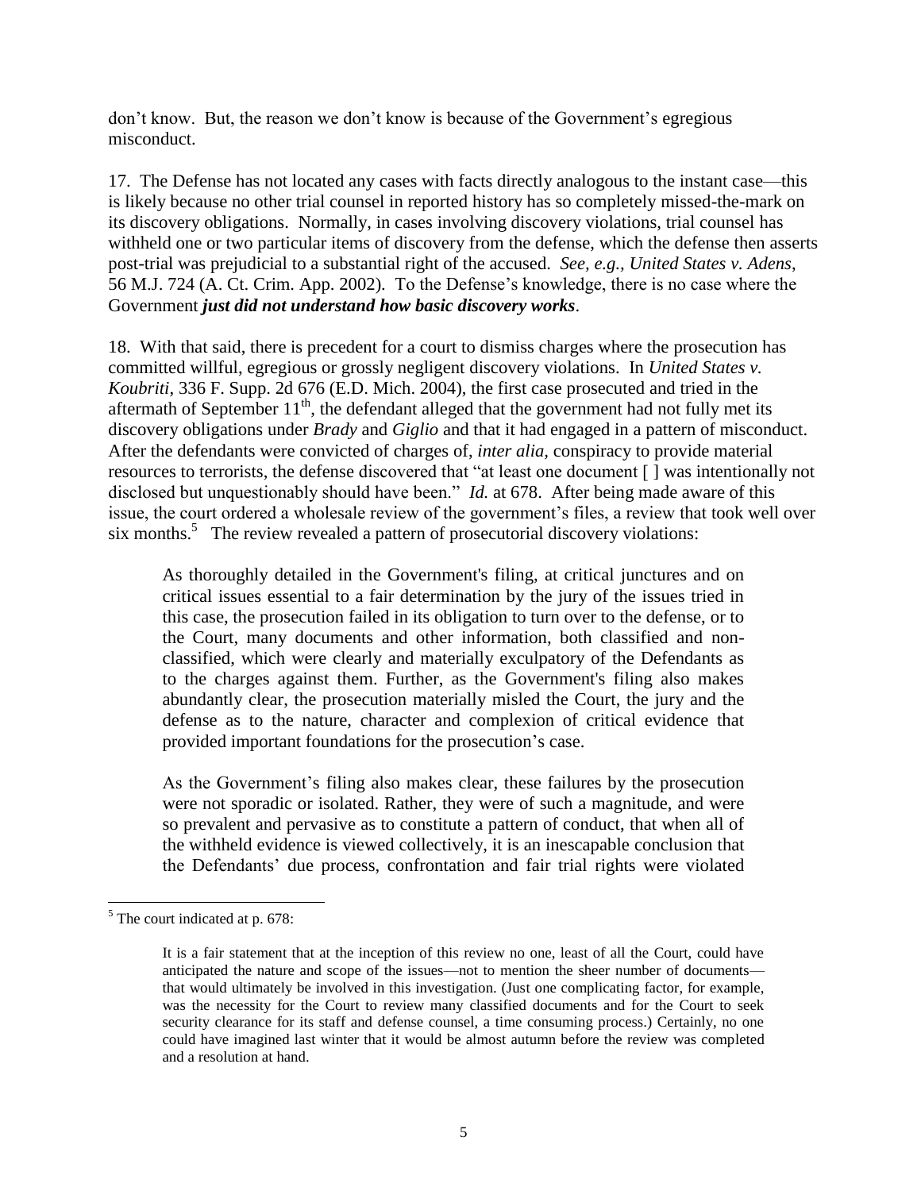don't know. But, the reason we don't know is because of the Government's egregious misconduct.

17. The Defense has not located any cases with facts directly analogous to the instant case—this is likely because no other trial counsel in reported history has so completely missed-the-mark on its discovery obligations. Normally, in cases involving discovery violations, trial counsel has withheld one or two particular items of discovery from the defense, which the defense then asserts post-trial was prejudicial to a substantial right of the accused. *See, e.g., United States v. Adens*, 56 M.J. 724 (A. Ct. Crim. App. 2002). To the Defense's knowledge, there is no case where the Government ***just did not understand how basic discovery works***.

18. With that said, there is precedent for a court to dismiss charges where the prosecution has committed willful, egregious or grossly negligent discovery violations. In *United States v. Koubriti*, 336 F. Supp. 2d 676 (E.D. Mich. 2004), the first case prosecuted and tried in the aftermath of September 11th, the defendant alleged that the government had not fully met its discovery obligations under *Brady* and *Giglio* and that it had engaged in a pattern of misconduct. After the defendants were convicted of charges of, *inter alia,* conspiracy to provide material resources to terrorists, the defense discovered that "at least one document [ ] was intentionally not disclosed but unquestionably should have been." *Id.* at 678. After being made aware of this issue, the court ordered a wholesale review of the government's files, a review that took well over six months.[5] The review revealed a pattern of prosecutorial discovery violations:

> As thoroughly detailed in the Government's filing, at critical junctures and on critical issues essential to a fair determination by the jury of the issues tried in this case, the prosecution failed in its obligation to turn over to the defense, or to the Court, many documents and other information, both classified and non-classified, which were clearly and materially exculpatory of the Defendants as to the charges against them. Further, as the Government's filing also makes abundantly clear, the prosecution materially misled the Court, the jury and the defense as to the nature, character and complexion of critical evidence that provided important foundations for the prosecution's case.
>
> As the Government's filing also makes clear, these failures by the prosecution were not sporadic or isolated. Rather, they were of such a magnitude, and were so prevalent and pervasive as to constitute a pattern of conduct, that when all of the withheld evidence is viewed collectively, it is an inescapable conclusion that the Defendants' due process, confrontation and fair trial rights were violated

---

[5] The court indicated at p. 678:

> It is a fair statement that at the inception of this review no one, least of all the Court, could have anticipated the nature and scope of the issues—not to mention the sheer number of documents—that would ultimately be involved in this investigation. (Just one complicating factor, for example, was the necessity for the Court to review many classified documents and for the Court to seek security clearance for its staff and defense counsel, a time consuming process.) Certainly, no one could have imagined last winter that it would be almost autumn before the review was completed and a resolution at hand.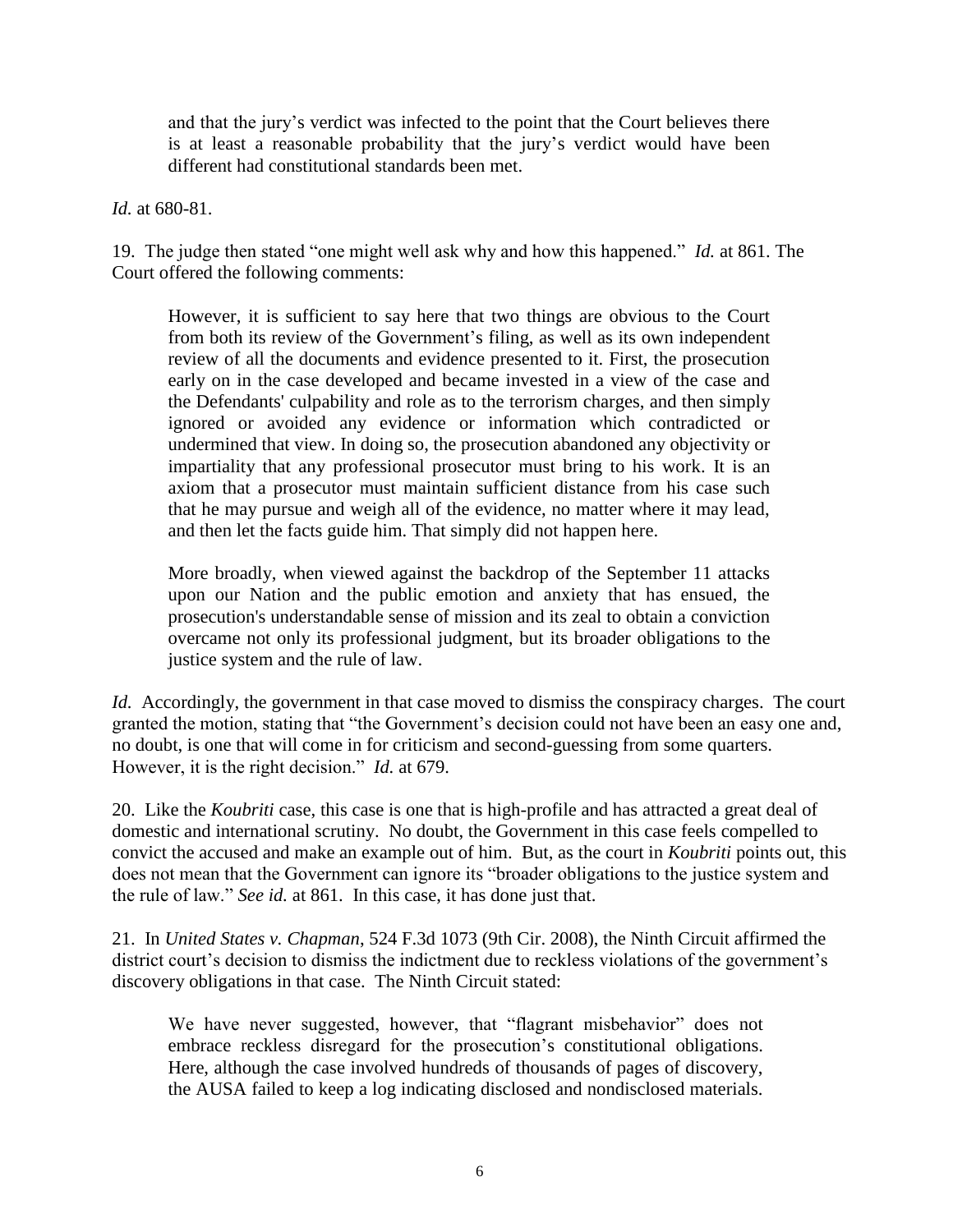> and that the jury's verdict was infected to the point that the Court believes there is at least a reasonable probability that the jury's verdict would have been different had constitutional standards been met.

*Id.* at 680-81.

19. The judge then stated "one might well ask why and how this happened." *Id.* at 861. The Court offered the following comments:

> However, it is sufficient to say here that two things are obvious to the Court from both its review of the Government's filing, as well as its own independent review of all the documents and evidence presented to it. First, the prosecution early on in the case developed and became invested in a view of the case and the Defendants' culpability and role as to the terrorism charges, and then simply ignored or avoided any evidence or information which contradicted or undermined that view. In doing so, the prosecution abandoned any objectivity or impartiality that any professional prosecutor must bring to his work. It is an axiom that a prosecutor must maintain sufficient distance from his case such that he may pursue and weigh all of the evidence, no matter where it may lead, and then let the facts guide him. That simply did not happen here.
>
> More broadly, when viewed against the backdrop of the September 11 attacks upon our Nation and the public emotion and anxiety that has ensued, the prosecution's understandable sense of mission and its zeal to obtain a conviction overcame not only its professional judgment, but its broader obligations to the justice system and the rule of law.

*Id.* Accordingly, the government in that case moved to dismiss the conspiracy charges. The court granted the motion, stating that "the Government's decision could not have been an easy one and, no doubt, is one that will come in for criticism and second-guessing from some quarters. However, it is the right decision." *Id.* at 679.

20. Like the *Koubriti* case, this case is one that is high-profile and has attracted a great deal of domestic and international scrutiny. No doubt, the Government in this case feels compelled to convict the accused and make an example out of him. But, as the court in *Koubriti* points out, this does not mean that the Government can ignore its "broader obligations to the justice system and the rule of law." *See id.* at 861. In this case, it has done just that.

21. In *United States v. Chapman*, 524 F.3d 1073 (9th Cir. 2008), the Ninth Circuit affirmed the district court's decision to dismiss the indictment due to reckless violations of the government's discovery obligations in that case. The Ninth Circuit stated:

> We have never suggested, however, that "flagrant misbehavior" does not embrace reckless disregard for the prosecution's constitutional obligations. Here, although the case involved hundreds of thousands of pages of discovery, the AUSA failed to keep a log indicating disclosed and nondisclosed materials.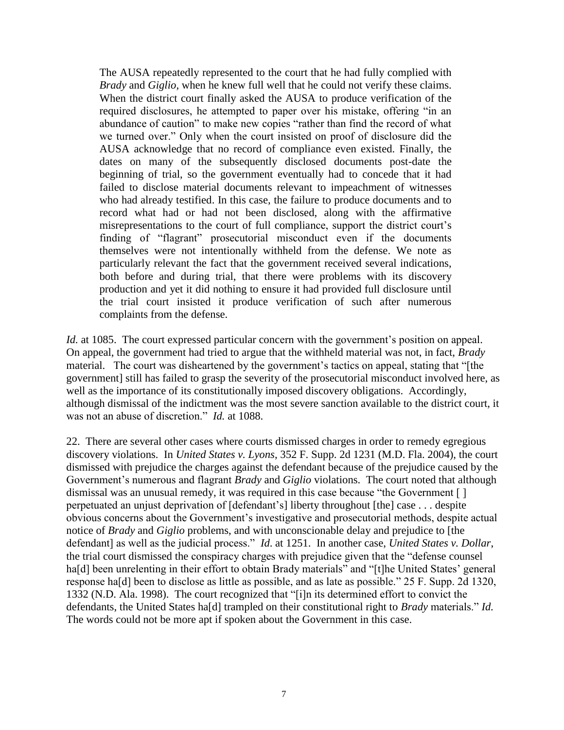> The AUSA repeatedly represented to the court that he had fully complied with *Brady* and *Giglio*, when he knew full well that he could not verify these claims. When the district court finally asked the AUSA to produce verification of the required disclosures, he attempted to paper over his mistake, offering "in an abundance of caution" to make new copies "rather than find the record of what we turned over." Only when the court insisted on proof of disclosure did the AUSA acknowledge that no record of compliance even existed. Finally, the dates on many of the subsequently disclosed documents post-date the beginning of trial, so the government eventually had to concede that it had failed to disclose material documents relevant to impeachment of witnesses who had already testified. In this case, the failure to produce documents and to record what had or had not been disclosed, along with the affirmative misrepresentations to the court of full compliance, support the district court's finding of "flagrant" prosecutorial misconduct even if the documents themselves were not intentionally withheld from the defense. We note as particularly relevant the fact that the government received several indications, both before and during trial, that there were problems with its discovery production and yet it did nothing to ensure it had provided full disclosure until the trial court insisted it produce verification of such after numerous complaints from the defense.

*Id.* at 1085. The court expressed particular concern with the government's position on appeal. On appeal, the government had tried to argue that the withheld material was not, in fact, *Brady* material. The court was disheartened by the government's tactics on appeal, stating that "[the government] still has failed to grasp the severity of the prosecutorial misconduct involved here, as well as the importance of its constitutionally imposed discovery obligations. Accordingly, although dismissal of the indictment was the most severe sanction available to the district court, it was not an abuse of discretion." *Id.* at 1088.

22. There are several other cases where courts dismissed charges in order to remedy egregious discovery violations. In *United States v. Lyons*, 352 F. Supp. 2d 1231 (M.D. Fla. 2004), the court dismissed with prejudice the charges against the defendant because of the prejudice caused by the Government's numerous and flagrant *Brady* and *Giglio* violations. The court noted that although dismissal was an unusual remedy, it was required in this case because "the Government [ ] perpetuated an unjust deprivation of [defendant's] liberty throughout [the] case . . . despite obvious concerns about the Government's investigative and prosecutorial methods, despite actual notice of *Brady* and *Giglio* problems, and with unconscionable delay and prejudice to [the defendant] as well as the judicial process." *Id*. at 1251. In another case, *United States v. Dollar*, the trial court dismissed the conspiracy charges with prejudice given that the "defense counsel ha[d] been unrelenting in their effort to obtain Brady materials" and "[t]he United States' general response ha[d] been to disclose as little as possible, and as late as possible." 25 F. Supp. 2d 1320, 1332 (N.D. Ala. 1998). The court recognized that "[i]n its determined effort to convict the defendants, the United States ha[d] trampled on their constitutional right to *Brady* materials." *Id.* The words could not be more apt if spoken about the Government in this case.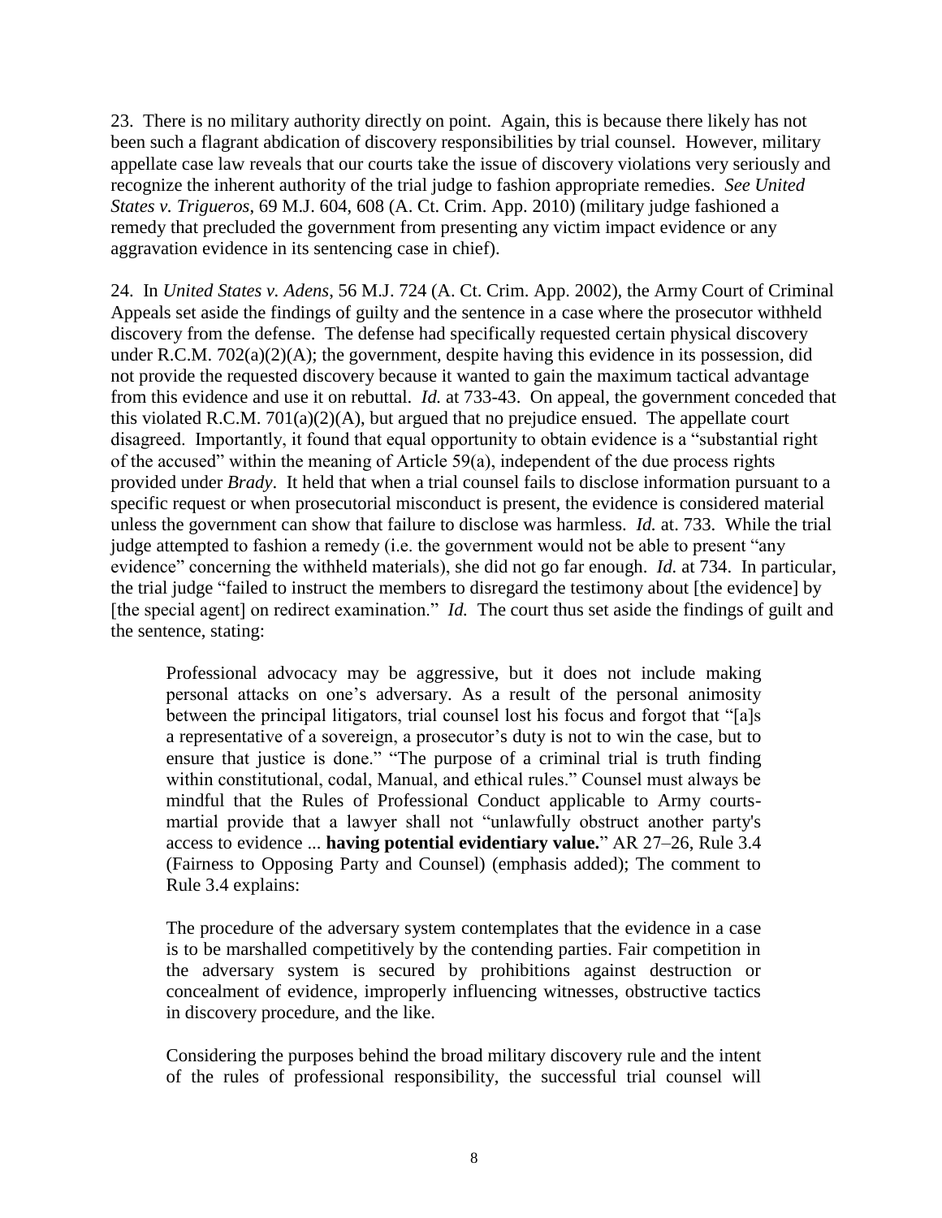23. There is no military authority directly on point. Again, this is because there likely has not been such a flagrant abdication of discovery responsibilities by trial counsel. However, military appellate case law reveals that our courts take the issue of discovery violations very seriously and recognize the inherent authority of the trial judge to fashion appropriate remedies. *See United States v. Trigueros*, 69 M.J. 604, 608 (A. Ct. Crim. App. 2010) (military judge fashioned a remedy that precluded the government from presenting any victim impact evidence or any aggravation evidence in its sentencing case in chief).

24. In *United States v. Adens*, 56 M.J. 724 (A. Ct. Crim. App. 2002), the Army Court of Criminal Appeals set aside the findings of guilty and the sentence in a case where the prosecutor withheld discovery from the defense. The defense had specifically requested certain physical discovery under R.C.M. 702(a)(2)(A); the government, despite having this evidence in its possession, did not provide the requested discovery because it wanted to gain the maximum tactical advantage from this evidence and use it on rebuttal. *Id.* at 733-43. On appeal, the government conceded that this violated R.C.M. 701(a)(2)(A), but argued that no prejudice ensued. The appellate court disagreed. Importantly, it found that equal opportunity to obtain evidence is a "substantial right of the accused" within the meaning of Article 59(a), independent of the due process rights provided under *Brady*. It held that when a trial counsel fails to disclose information pursuant to a specific request or when prosecutorial misconduct is present, the evidence is considered material unless the government can show that failure to disclose was harmless. *Id.* at. 733. While the trial judge attempted to fashion a remedy (i.e. the government would not be able to present "any evidence" concerning the withheld materials), she did not go far enough. *Id.* at 734. In particular, the trial judge "failed to instruct the members to disregard the testimony about [the evidence] by [the special agent] on redirect examination." *Id.* The court thus set aside the findings of guilt and the sentence, stating:

> Professional advocacy may be aggressive, but it does not include making personal attacks on one's adversary. As a result of the personal animosity between the principal litigators, trial counsel lost his focus and forgot that "[a]s a representative of a sovereign, a prosecutor's duty is not to win the case, but to ensure that justice is done." "The purpose of a criminal trial is truth finding within constitutional, codal, Manual, and ethical rules." Counsel must always be mindful that the Rules of Professional Conduct applicable to Army courts-martial provide that a lawyer shall not "unlawfully obstruct another party's access to evidence ... **having potential evidentiary value.**" AR 27–26, Rule 3.4 (Fairness to Opposing Party and Counsel) (emphasis added); The comment to Rule 3.4 explains:
>
> The procedure of the adversary system contemplates that the evidence in a case is to be marshalled competitively by the contending parties. Fair competition in the adversary system is secured by prohibitions against destruction or concealment of evidence, improperly influencing witnesses, obstructive tactics in discovery procedure, and the like.
>
> Considering the purposes behind the broad military discovery rule and the intent of the rules of professional responsibility, the successful trial counsel will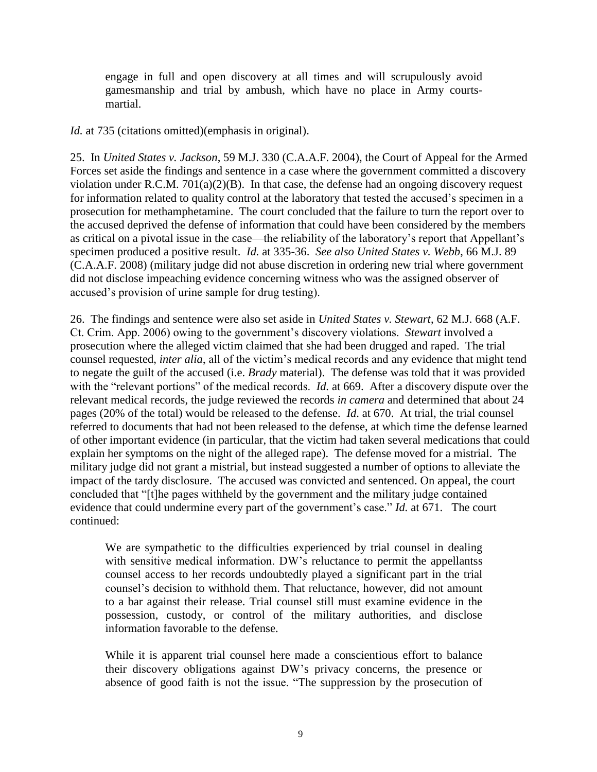> engage in full and open discovery at all times and will scrupulously avoid gamesmanship and trial by ambush, which have no place in Army courts-martial.

*Id.* at 735 (citations omitted)(emphasis in original).

25. In *United States v. Jackson*, 59 M.J. 330 (C.A.A.F. 2004), the Court of Appeal for the Armed Forces set aside the findings and sentence in a case where the government committed a discovery violation under R.C.M. 701(a)(2)(B). In that case, the defense had an ongoing discovery request for information related to quality control at the laboratory that tested the accused's specimen in a prosecution for methamphetamine. The court concluded that the failure to turn the report over to the accused deprived the defense of information that could have been considered by the members as critical on a pivotal issue in the case—the reliability of the laboratory's report that Appellant's specimen produced a positive result. *Id.* at 335-36. *See also United States v. Webb*, 66 M.J. 89 (C.A.A.F. 2008) (military judge did not abuse discretion in ordering new trial where government did not disclose impeaching evidence concerning witness who was the assigned observer of accused's provision of urine sample for drug testing).

26. The findings and sentence were also set aside in *United States v. Stewart*, 62 M.J. 668 (A.F. Ct. Crim. App. 2006) owing to the government's discovery violations. *Stewart* involved a prosecution where the alleged victim claimed that she had been drugged and raped. The trial counsel requested, *inter alia*, all of the victim's medical records and any evidence that might tend to negate the guilt of the accused (i.e. *Brady* material). The defense was told that it was provided with the "relevant portions" of the medical records. *Id.* at 669. After a discovery dispute over the relevant medical records, the judge reviewed the records *in camera* and determined that about 24 pages (20% of the total) would be released to the defense. *Id*. at 670. At trial, the trial counsel referred to documents that had not been released to the defense, at which time the defense learned of other important evidence (in particular, that the victim had taken several medications that could explain her symptoms on the night of the alleged rape). The defense moved for a mistrial. The military judge did not grant a mistrial, but instead suggested a number of options to alleviate the impact of the tardy disclosure. The accused was convicted and sentenced. On appeal, the court concluded that "[t]he pages withheld by the government and the military judge contained evidence that could undermine every part of the government's case." *Id.* at 671. The court continued:

> We are sympathetic to the difficulties experienced by trial counsel in dealing with sensitive medical information. DW's reluctance to permit the appellantss counsel access to her records undoubtedly played a significant part in the trial counsel's decision to withhold them. That reluctance, however, did not amount to a bar against their release. Trial counsel still must examine evidence in the possession, custody, or control of the military authorities, and disclose information favorable to the defense.
>
> While it is apparent trial counsel here made a conscientious effort to balance their discovery obligations against DW's privacy concerns, the presence or absence of good faith is not the issue. "The suppression by the prosecution of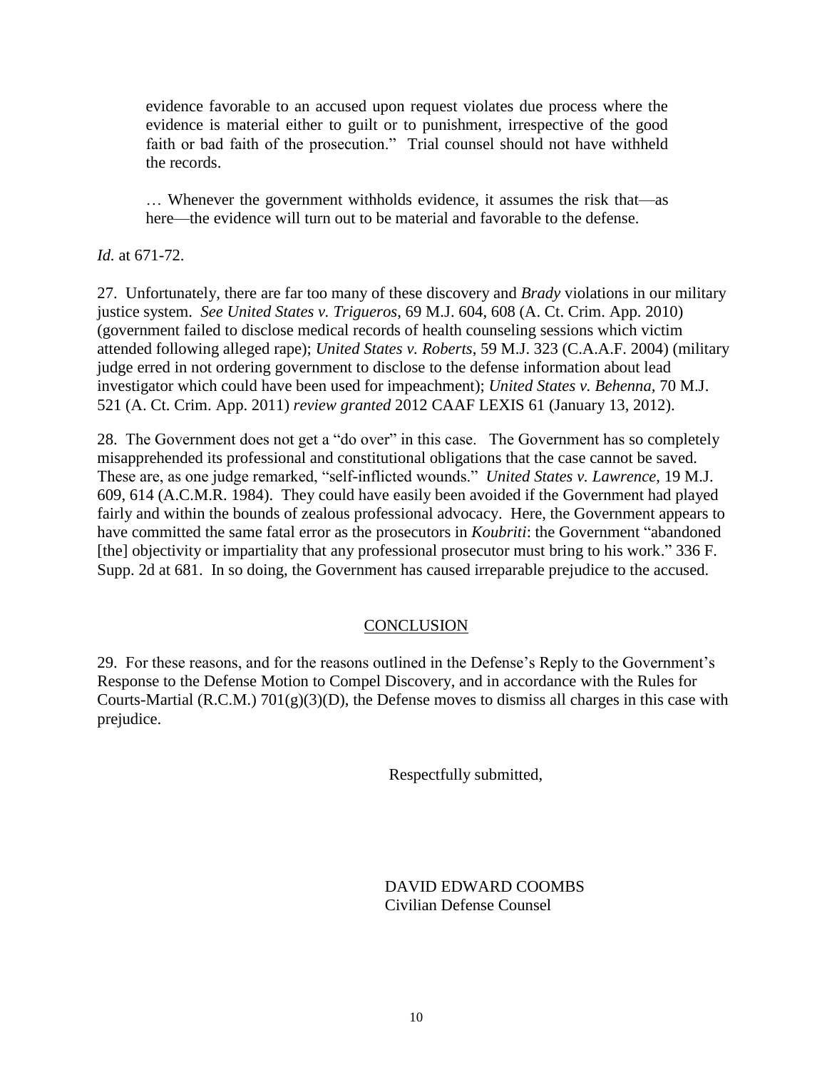> evidence favorable to an accused upon request violates due process where the evidence is material either to guilt or to punishment, irrespective of the good faith or bad faith of the prosecution." Trial counsel should not have withheld the records.
>
> … Whenever the government withholds evidence, it assumes the risk that—as here—the evidence will turn out to be material and favorable to the defense.

*Id.* at 671-72.

27. Unfortunately, there are far too many of these discovery and *Brady* violations in our military justice system. *See United States v. Trigueros*, 69 M.J. 604, 608 (A. Ct. Crim. App. 2010) (government failed to disclose medical records of health counseling sessions which victim attended following alleged rape); *United States v. Roberts*, 59 M.J. 323 (C.A.A.F. 2004) (military judge erred in not ordering government to disclose to the defense information about lead investigator which could have been used for impeachment); *United States v. Behenna,* 70 M.J. 521 (A. Ct. Crim. App. 2011) *review granted* 2012 CAAF LEXIS 61 (January 13, 2012).

28. The Government does not get a "do over" in this case. The Government has so completely misapprehended its professional and constitutional obligations that the case cannot be saved. These are, as one judge remarked, "self-inflicted wounds." *United States v. Lawrence*, 19 M.J. 609, 614 (A.C.M.R. 1984). They could have easily been avoided if the Government had played fairly and within the bounds of zealous professional advocacy. Here, the Government appears to have committed the same fatal error as the prosecutors in *Koubriti*: the Government "abandoned [the] objectivity or impartiality that any professional prosecutor must bring to his work." 336 F. Supp. 2d at 681. In so doing, the Government has caused irreparable prejudice to the accused.

## CONCLUSION

29. For these reasons, and for the reasons outlined in the Defense's Reply to the Government's Response to the Defense Motion to Compel Discovery, and in accordance with the Rules for Courts-Martial (R.C.M.) 701(g)(3)(D), the Defense moves to dismiss all charges in this case with prejudice.

Respectfully submitted,

DAVID EDWARD COOMBS
Civilian Defense Counsel